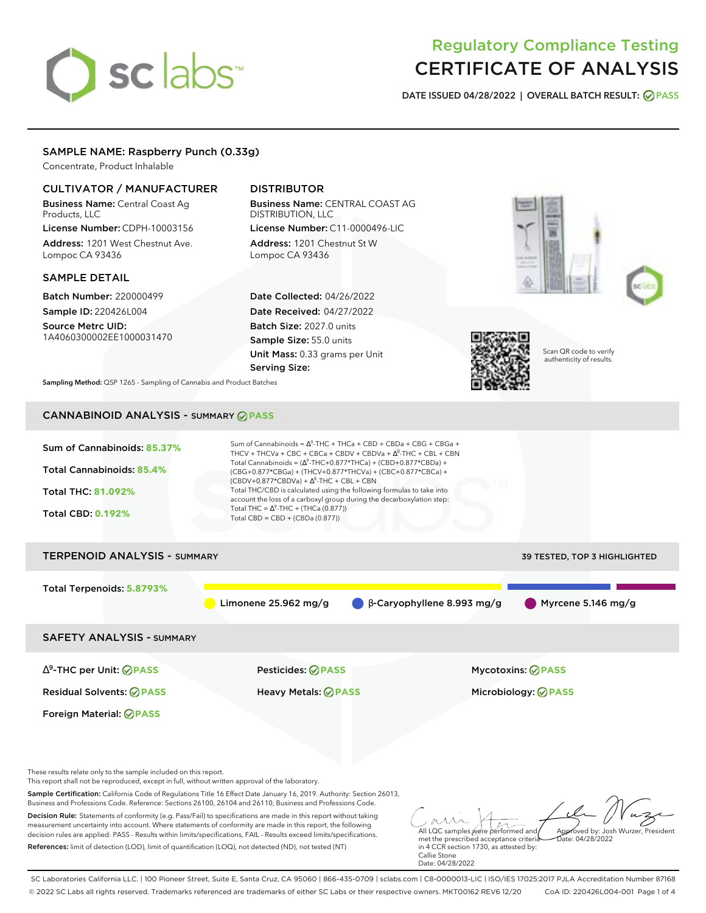# Regulatory Compliance Testing
# CERTIFICATE OF ANALYSIS

**DATE ISSUED 04/28/2022 | OVERALL BATCH RESULT: PASS**

## SAMPLE NAME: Raspberry Punch (0.33g)

Concentrate, Product Inhalable

### CULTIVATOR / MANUFACTURER

**Business Name:** Central Coast Ag Products, LLC

**License Number:** CDPH-10003156

**Address:** 1201 West Chestnut Ave. Lompoc CA 93436

### DISTRIBUTOR

**Business Name:** CENTRAL COAST AG DISTRIBUTION, LLC

**License Number:** C11-0000496-LIC

**Address:** 1201 Chestnut St W Lompoc CA 93436

### SAMPLE DETAIL

**Batch Number:** 220000499

**Sample ID:** 220426L004

**Source Metrc UID:** 1A4060300002EE1000031470

**Date Collected:** 04/26/2022

**Date Received:** 04/27/2022

**Batch Size:** 2027.0 units

**Sample Size:** 55.0 units

**Unit Mass:** 0.33 grams per Unit

**Serving Size:**

Scan QR code to verify authenticity of results.

**Sampling Method:** QSP 1265 - Sampling of Cannabis and Product Batches

## CANNABINOID ANALYSIS - SUMMARY PASS

**Sum of Cannabinoids:** 85.37%

**Total Cannabinoids:** 85.4%

**Total THC:** 81.092%

**Total CBD:** 0.192%

Sum of Cannabinoids = $\Delta^9$-THC + THCa + CBD + CBDa + CBG + CBGa + THCV + THCVa + CBC + CBCa + CBDV + CBDVa + $\Delta^8$-THC + CBL + CBN

Total Cannabinoids = ($\Delta^9$-THC+0.877*THCa) + (CBD+0.877*CBDa) + (CBG+0.877*CBGa) + (THCV+0.877*THCVa) + (CBC+0.877*CBCa) + (CBDV+0.877*CBDVa) + $\Delta^8$-THC + CBL + CBN

Total THC/CBD is calculated using the following formulas to take into account the loss of a carboxyl group during the decarboxylation step:

Total THC = $\Delta^9$-THC + (THCa (0.877))

Total CBD = CBD + (CBDa (0.877))

## TERPENOID ANALYSIS - SUMMARY

39 TESTED, TOP 3 HIGHLIGHTED

**Total Terpenoids:** 5.8793%

Limonene 25.962 mg/g | β-Caryophyllene 8.993 mg/g | Myrcene 5.146 mg/g

## SAFETY ANALYSIS - SUMMARY

| | | |
|---|---|---|
| $\Delta^9$-THC per Unit: PASS | Pesticides: PASS | Mycotoxins: PASS |
| Residual Solvents: PASS | Heavy Metals: PASS | Microbiology: PASS |
| Foreign Material: PASS | | |

These results relate only to the sample included on this report.
This report shall not be reproduced, except in full, without written approval of the laboratory.

**Sample Certification:** California Code of Regulations Title 16 Effect Date January 16, 2019. Authority: Section 26013, Business and Professions Code. Reference: Sections 26100, 26104 and 26110, Business and Professions Code.

**Decision Rule:** Statements of conformity (e.g. Pass/Fail) to specifications are made in this report without taking measurement uncertainty into account. Where statements of conformity are made in this report, the following decision rules are applied: PASS - Results within limits/specifications, FAIL - Results exceed limits/specifications.

**References:** limit of detection (LOD), limit of quantification (LOQ), not detected (ND), not tested (NT)

All LQC samples were performed and met the prescribed acceptance criteria in 4 CCR section 1730, as attested by: Callie Stone
Date: 04/28/2022

Approved by: Josh Wurzer, President
Date: 04/28/2022

SC Laboratories California LLC. | 100 Pioneer Street, Suite E, Santa Cruz, CA 95060 | 866-435-0709 | sclabs.com | C8-0000013-LIC | ISO/IES 17025:2017 PJLA Accreditation Number 87168
© 2022 SC Labs all rights reserved. Trademarks referenced are trademarks of either SC Labs or their respective owners. MKT00162 REV6 12/20 CoA ID: 220426L004-001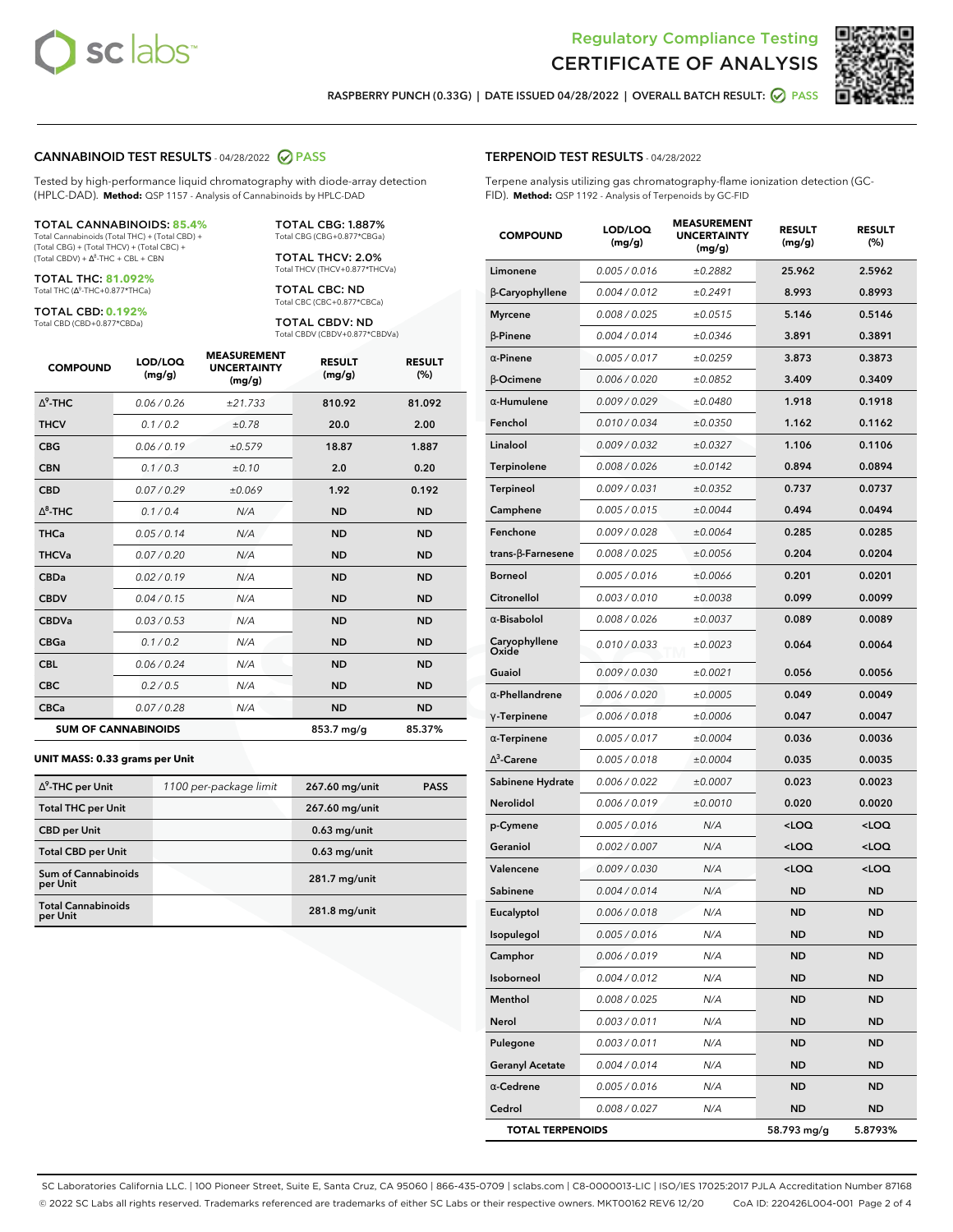Regulatory Compliance Testing
# CERTIFICATE OF ANALYSIS

RASPBERRY PUNCH (0.33G) | DATE ISSUED 04/28/2022 | OVERALL BATCH RESULT: PASS

## CANNABINOID TEST RESULTS - 04/28/2022 PASS

Tested by high-performance liquid chromatography with diode-array detection (HPLC-DAD). **Method:** QSP 1157 - Analysis of Cannabinoids by HPLC-DAD

**TOTAL CANNABINOIDS: 85.4%**
Total Cannabinoids (Total THC) + (Total CBD) + (Total CBG) + (Total THCV) + (Total CBC) + (Total CBDV) + $\Delta^8$-THC + CBL + CBN

**TOTAL THC: 81.092%**
Total THC ($\Delta^9$-THC+0.877*THCa)

**TOTAL CBD: 0.192%**
Total CBD (CBD+0.877*CBDa)

**TOTAL CBG: 1.887%**
Total CBG (CBG+0.877*CBGa)

**TOTAL THCV: 2.0%**
Total THCV (THCV+0.877*THCVa)

**TOTAL CBC: ND**
Total CBC (CBC+0.877*CBCa)

**TOTAL CBDV: ND**
Total CBDV (CBDV+0.877*CBDVa)

| COMPOUND | LOD/LOQ (mg/g) | MEASUREMENT UNCERTAINTY (mg/g) | RESULT (mg/g) | RESULT (%) |
|---|---|---|---|---|
| $\Delta^9$-THC | 0.06 / 0.26 | ±21.733 | 810.92 | 81.092 |
| THCV | 0.1 / 0.2 | ±0.78 | 20.0 | 2.00 |
| CBG | 0.06 / 0.19 | ±0.579 | 18.87 | 1.887 |
| CBN | 0.1 / 0.3 | ±0.10 | 2.0 | 0.20 |
| CBD | 0.07 / 0.29 | ±0.069 | 1.92 | 0.192 |
| $\Delta^8$-THC | 0.1 / 0.4 | N/A | ND | ND |
| THCa | 0.05 / 0.14 | N/A | ND | ND |
| THCVa | 0.07 / 0.20 | N/A | ND | ND |
| CBDa | 0.02 / 0.19 | N/A | ND | ND |
| CBDV | 0.04 / 0.15 | N/A | ND | ND |
| CBDVa | 0.03 / 0.53 | N/A | ND | ND |
| CBGa | 0.1 / 0.2 | N/A | ND | ND |
| CBL | 0.06 / 0.24 | N/A | ND | ND |
| CBC | 0.2 / 0.5 | N/A | ND | ND |
| CBCa | 0.07 / 0.28 | N/A | ND | ND |
| **SUM OF CANNABINOIDS** | | | 853.7 mg/g | 85.37% |

**UNIT MASS: 0.33 grams per Unit**

| | | | |
|---|---|---|---|
| $\Delta^9$-THC per Unit | 1100 per-package limit | 267.60 mg/unit | PASS |
| Total THC per Unit | | 267.60 mg/unit | |
| CBD per Unit | | 0.63 mg/unit | |
| Total CBD per Unit | | 0.63 mg/unit | |
| Sum of Cannabinoids per Unit | | 281.7 mg/unit | |
| Total Cannabinoids per Unit | | 281.8 mg/unit | |

## TERPENOID TEST RESULTS - 04/28/2022

Terpene analysis utilizing gas chromatography-flame ionization detection (GC-FID). **Method:** QSP 1192 - Analysis of Terpenoids by GC-FID

| COMPOUND | LOD/LOQ (mg/g) | MEASUREMENT UNCERTAINTY (mg/g) | RESULT (mg/g) | RESULT (%) |
|---|---|---|---|---|
| Limonene | 0.005 / 0.016 | ±0.2882 | 25.962 | 2.5962 |
| β-Caryophyllene | 0.004 / 0.012 | ±0.2491 | 8.993 | 0.8993 |
| Myrcene | 0.008 / 0.025 | ±0.0515 | 5.146 | 0.5146 |
| β-Pinene | 0.004 / 0.014 | ±0.0346 | 3.891 | 0.3891 |
| α-Pinene | 0.005 / 0.017 | ±0.0259 | 3.873 | 0.3873 |
| β-Ocimene | 0.006 / 0.020 | ±0.0852 | 3.409 | 0.3409 |
| α-Humulene | 0.009 / 0.029 | ±0.0480 | 1.918 | 0.1918 |
| Fenchol | 0.010 / 0.034 | ±0.0350 | 1.162 | 0.1162 |
| Linalool | 0.009 / 0.032 | ±0.0327 | 1.106 | 0.1106 |
| Terpinolene | 0.008 / 0.026 | ±0.0142 | 0.894 | 0.0894 |
| Terpineol | 0.009 / 0.031 | ±0.0352 | 0.737 | 0.0737 |
| Camphene | 0.005 / 0.015 | ±0.0044 | 0.494 | 0.0494 |
| Fenchone | 0.009 / 0.028 | ±0.0064 | 0.285 | 0.0285 |
| trans-β-Farnesene | 0.008 / 0.025 | ±0.0056 | 0.204 | 0.0204 |
| Borneol | 0.005 / 0.016 | ±0.0066 | 0.201 | 0.0201 |
| Citronellol | 0.003 / 0.010 | ±0.0038 | 0.099 | 0.0099 |
| α-Bisabolol | 0.008 / 0.026 | ±0.0037 | 0.089 | 0.0089 |
| Caryophyllene Oxide | 0.010 / 0.033 | ±0.0023 | 0.064 | 0.0064 |
| Guaiol | 0.009 / 0.030 | ±0.0021 | 0.056 | 0.0056 |
| α-Phellandrene | 0.006 / 0.020 | ±0.0005 | 0.049 | 0.0049 |
| γ-Terpinene | 0.006 / 0.018 | ±0.0006 | 0.047 | 0.0047 |
| α-Terpinene | 0.005 / 0.017 | ±0.0004 | 0.036 | 0.0036 |
| $\Delta^3$-Carene | 0.005 / 0.018 | ±0.0004 | 0.035 | 0.0035 |
| Sabinene Hydrate | 0.006 / 0.022 | ±0.0007 | 0.023 | 0.0023 |
| Nerolidol | 0.006 / 0.019 | ±0.0010 | 0.020 | 0.0020 |
| p-Cymene | 0.005 / 0.016 | N/A | <LOQ | <LOQ |
| Geraniol | 0.002 / 0.007 | N/A | <LOQ | <LOQ |
| Valencene | 0.009 / 0.030 | N/A | <LOQ | <LOQ |
| Sabinene | 0.004 / 0.014 | N/A | ND | ND |
| Eucalyptol | 0.006 / 0.018 | N/A | ND | ND |
| Isopulegol | 0.005 / 0.016 | N/A | ND | ND |
| Camphor | 0.006 / 0.019 | N/A | ND | ND |
| Isoborneol | 0.004 / 0.012 | N/A | ND | ND |
| Menthol | 0.008 / 0.025 | N/A | ND | ND |
| Nerol | 0.003 / 0.011 | N/A | ND | ND |
| Pulegone | 0.003 / 0.011 | N/A | ND | ND |
| Geranyl Acetate | 0.004 / 0.014 | N/A | ND | ND |
| α-Cedrene | 0.005 / 0.016 | N/A | ND | ND |
| Cedrol | 0.008 / 0.027 | N/A | ND | ND |
| **TOTAL TERPENOIDS** | | | 58.793 mg/g | 5.8793% |

SC Laboratories California LLC. | 100 Pioneer Street, Suite E, Santa Cruz, CA 95060 | 866-435-0709 | sclabs.com | C8-0000013-LIC | ISO/IES 17025:2017 PJLA Accreditation Number 87168
© 2022 SC Labs all rights reserved. Trademarks referenced are trademarks of either SC Labs or their respective owners. MKT00162 REV6 12/20 CoA ID: 220426L004-001